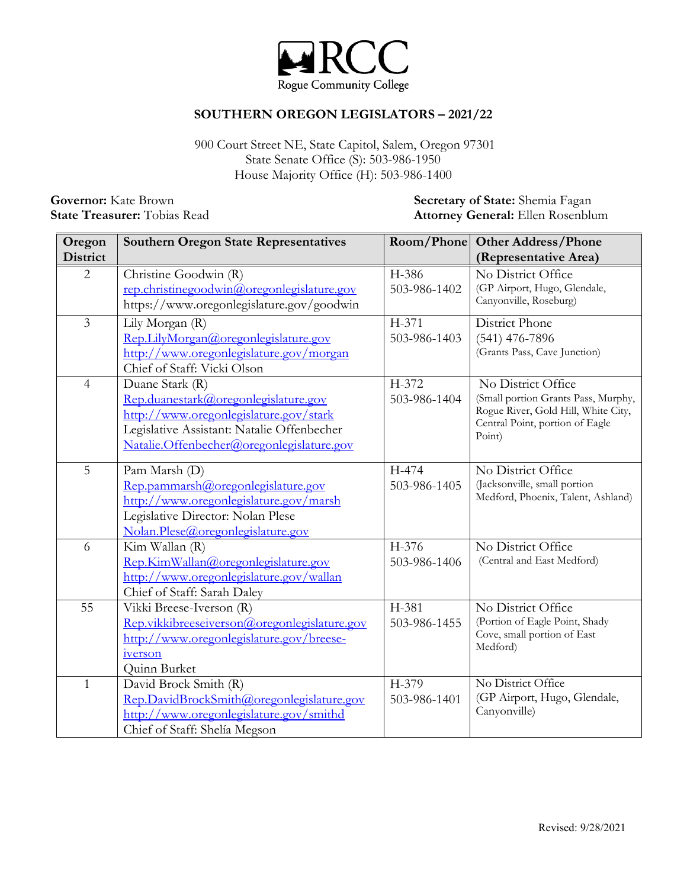# SOUTHERN OREGON LEGISLATORS – 2021/22

900 Court Street NE, State Capitol, Salem, Oregon 97301
State Senate Office (S): 503-986-1950
House Majority Office (H): 503-986-1400

**Governor:** Kate Brown
**State Treasurer:** Tobias Read

**Secretary of State:** Shemia Fagan
**Attorney General:** Ellen Rosenblum

| Oregon District | Southern Oregon State Representatives | Room/Phone | Other Address/Phone (Representative Area) |
|---|---|---|---|
| 2 | Christine Goodwin (R)<br>rep.christinegoodwin@oregonlegislature.gov<br>https://www.oregonlegislature.gov/goodwin | H-386<br>503-986-1402 | No District Office<br>(GP Airport, Hugo, Glendale, Canyonville, Roseburg) |
| 3 | Lily Morgan (R)<br>Rep.LilyMorgan@oregonlegislature.gov<br>http://www.oregonlegislature.gov/morgan<br>Chief of Staff: Vicki Olson | H-371<br>503-986-1403 | District Phone<br>(541) 476-7896<br>(Grants Pass, Cave Junction) |
| 4 | Duane Stark (R)<br>Rep.duanestark@oregonlegislature.gov<br>http://www.oregonlegislature.gov/stark<br>Legislative Assistant: Natalie Offenbecher<br>Natalie.Offenbecher@oregonlegislature.gov | H-372<br>503-986-1404 | No District Office<br>(Small portion Grants Pass, Murphy, Rogue River, Gold Hill, White City, Central Point, portion of Eagle Point) |
| 5 | Pam Marsh (D)<br>Rep.pammarsh@oregonlegislature.gov<br>http://www.oregonlegislature.gov/marsh<br>Legislative Director: Nolan Plese<br>Nolan.Plese@oregonlegislature.gov | H-474<br>503-986-1405 | No District Office<br>(Jacksonville, small portion Medford, Phoenix, Talent, Ashland) |
| 6 | Kim Wallan (R)<br>Rep.KimWallan@oregonlegislature.gov<br>http://www.oregonlegislature.gov/wallan<br>Chief of Staff: Sarah Daley | H-376<br>503-986-1406 | No District Office<br>(Central and East Medford) |
| 55 | Vikki Breese-Iverson (R)<br>Rep.vikkibreeseiverson@oregonlegislature.gov<br>http://www.oregonlegislature.gov/breese-iverson<br>Quinn Burket | H-381<br>503-986-1455 | No District Office<br>(Portion of Eagle Point, Shady Cove, small portion of East Medford) |
| 1 | David Brock Smith (R)<br>Rep.DavidBrockSmith@oregonlegislature.gov<br>http://www.oregonlegislature.gov/smithd<br>Chief of Staff: Shelía Megson | H-379<br>503-986-1401 | No District Office<br>(GP Airport, Hugo, Glendale, Canyonville) |

Revised: 9/28/2021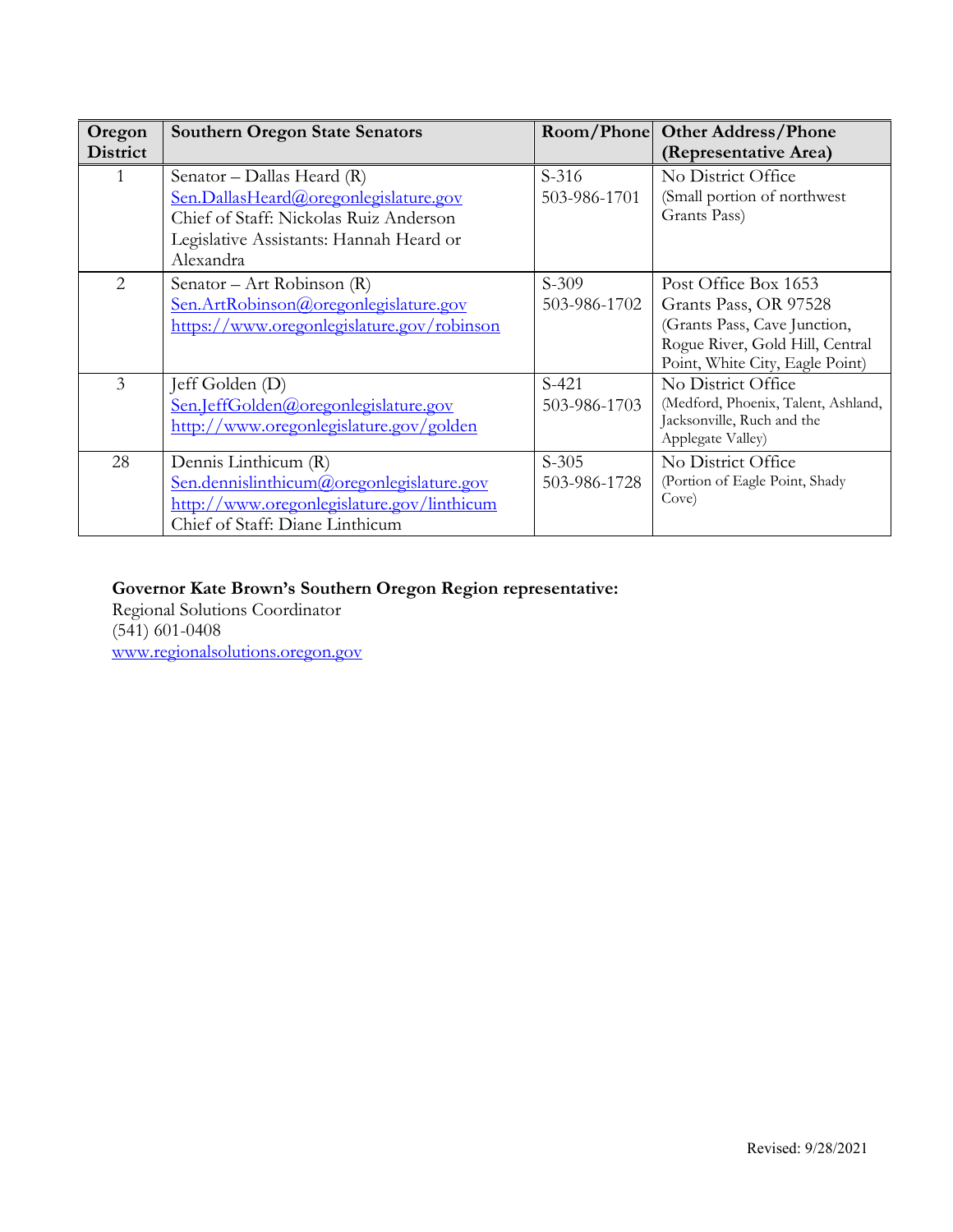| Oregon District | Southern Oregon State Senators | Room/Phone | Other Address/Phone (Representative Area) |
|---|---|---|---|
| 1 | Senator – Dallas Heard (R)<br>Sen.DallasHeard@oregonlegislature.gov<br>Chief of Staff: Nickolas Ruiz Anderson<br>Legislative Assistants: Hannah Heard or Alexandra | S-316<br>503-986-1701 | No District Office<br>(Small portion of northwest Grants Pass) |
| 2 | Senator – Art Robinson (R)<br>Sen.ArtRobinson@oregonlegislature.gov<br>https://www.oregonlegislature.gov/robinson | S-309<br>503-986-1702 | Post Office Box 1653<br>Grants Pass, OR 97528<br>(Grants Pass, Cave Junction, Rogue River, Gold Hill, Central Point, White City, Eagle Point) |
| 3 | Jeff Golden (D)<br>Sen.JeffGolden@oregonlegislature.gov<br>http://www.oregonlegislature.gov/golden | S-421<br>503-986-1703 | No District Office<br>(Medford, Phoenix, Talent, Ashland, Jacksonville, Ruch and the Applegate Valley) |
| 28 | Dennis Linthicum (R)<br>Sen.dennislinthicum@oregonlegislature.gov<br>http://www.oregonlegislature.gov/linthicum<br>Chief of Staff: Diane Linthicum | S-305<br>503-986-1728 | No District Office<br>(Portion of Eagle Point, Shady Cove) |

**Governor Kate Brown's Southern Oregon Region representative:**
Regional Solutions Coordinator
(541) 601-0408
www.regionalsolutions.oregon.gov

Revised: 9/28/2021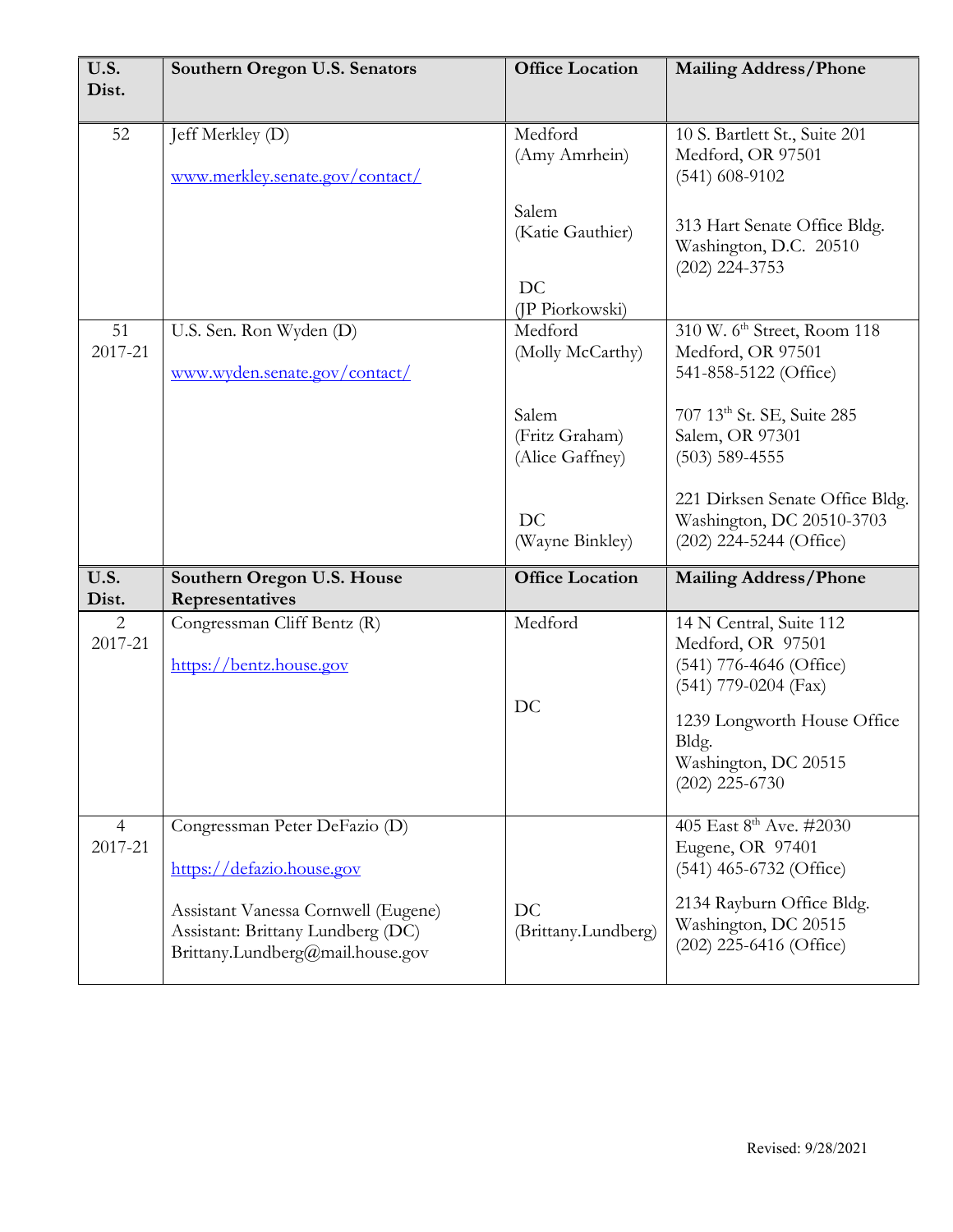| U.S. Dist. | Southern Oregon U.S. Senators | Office Location | Mailing Address/Phone |
|---|---|---|---|
| 52 | Jeff Merkley (D)<br><br>www.merkley.senate.gov/contact/ | Medford<br>(Amy Amrhein)<br><br>Salem<br>(Katie Gauthier)<br><br>DC<br>(JP Piorkowski) | 10 S. Bartlett St., Suite 201<br>Medford, OR 97501<br>(541) 608-9102<br><br>313 Hart Senate Office Bldg.<br>Washington, D.C. 20510<br>(202) 224-3753 |
| 51<br>2017-21 | U.S. Sen. Ron Wyden (D)<br><br>www.wyden.senate.gov/contact/ | Medford<br>(Molly McCarthy)<br><br>Salem<br>(Fritz Graham)<br>(Alice Gaffney)<br><br>DC<br>(Wayne Binkley) | 310 W. 6th Street, Room 118<br>Medford, OR 97501<br>541-858-5122 (Office)<br><br>707 13th St. SE, Suite 285<br>Salem, OR 97301<br>(503) 589-4555<br><br>221 Dirksen Senate Office Bldg.<br>Washington, DC 20510-3703<br>(202) 224-5244 (Office) |
| **U.S. Dist.** | **Southern Oregon U.S. House Representatives** | **Office Location** | **Mailing Address/Phone** |
| 2<br>2017-21 | Congressman Cliff Bentz (R)<br><br>https://bentz.house.gov | Medford<br><br>DC | 14 N Central, Suite 112<br>Medford, OR 97501<br>(541) 776-4646 (Office)<br>(541) 779-0204 (Fax)<br><br>1239 Longworth House Office Bldg.<br>Washington, DC 20515<br>(202) 225-6730 |
| 4<br>2017-21 | Congressman Peter DeFazio (D)<br><br>https://defazio.house.gov<br><br>Assistant Vanessa Cornwell (Eugene)<br>Assistant: Brittany Lundberg (DC)<br>Brittany.Lundberg@mail.house.gov | DC<br>(Brittany.Lundberg) | 405 East 8th Ave. #2030<br>Eugene, OR 97401<br>(541) 465-6732 (Office)<br><br>2134 Rayburn Office Bldg.<br>Washington, DC 20515<br>(202) 225-6416 (Office) |

Revised: 9/28/2021